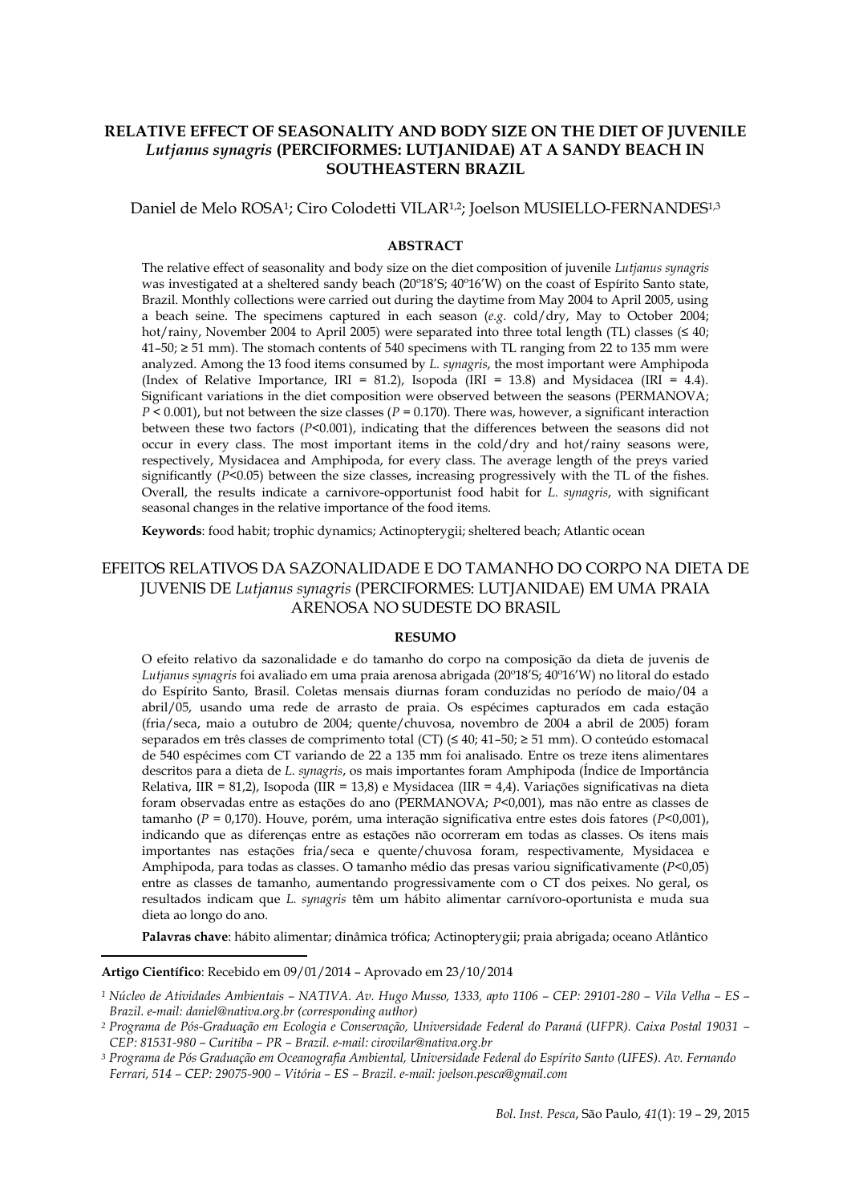# RELATIVE EFFECT OF SEASONALITY AND BODY SIZE ON THE DIET OF JUVENILE *Lutjanus synagris* (PERCIFORMES: LUTJANIDAE) AT A SANDY BEACH IN SOUTHEASTERN BRAZIL

Daniel de Melo ROSA[1]; Ciro Colodetti VILAR[1,2]; Joelson MUSIELLO-FERNANDES[1,3]

## ABSTRACT

The relative effect of seasonality and body size on the diet composition of juvenile *Lutjanus synagris* was investigated at a sheltered sandy beach (20º18'S; 40º16'W) on the coast of Espírito Santo state, Brazil. Monthly collections were carried out during the daytime from May 2004 to April 2005, using a beach seine. The specimens captured in each season (*e.g.* cold/dry, May to October 2004; hot/rainy, November 2004 to April 2005) were separated into three total length (TL) classes (≤ 40; 41–50; ≥ 51 mm). The stomach contents of 540 specimens with TL ranging from 22 to 135 mm were analyzed. Among the 13 food items consumed by *L. synagris*, the most important were Amphipoda (Index of Relative Importance, IRI = 81.2), Isopoda (IRI = 13.8) and Mysidacea (IRI = 4.4). Significant variations in the diet composition were observed between the seasons (PERMANOVA; $P < 0.001$), but not between the size classes ($P = 0.170$). There was, however, a significant interaction between these two factors ($P<0.001$), indicating that the differences between the seasons did not occur in every class. The most important items in the cold/dry and hot/rainy seasons were, respectively, Mysidacea and Amphipoda, for every class. The average length of the preys varied significantly ($P<0.05$) between the size classes, increasing progressively with the TL of the fishes. Overall, the results indicate a carnivore-opportunist food habit for *L. synagris*, with significant seasonal changes in the relative importance of the food items.

**Keywords**: food habit; trophic dynamics; Actinopterygii; sheltered beach; Atlantic ocean

# EFEITOS RELATIVOS DA SAZONALIDADE E DO TAMANHO DO CORPO NA DIETA DE JUVENIS DE *Lutjanus synagris* (PERCIFORMES: LUTJANIDAE) EM UMA PRAIA ARENOSA NO SUDESTE DO BRASIL

## RESUMO

O efeito relativo da sazonalidade e do tamanho do corpo na composição da dieta de juvenis de *Lutjanus synagris* foi avaliado em uma praia arenosa abrigada (20º18'S; 40º16'W) no litoral do estado do Espírito Santo, Brasil. Coletas mensais diurnas foram conduzidas no período de maio/04 a abril/05, usando uma rede de arrasto de praia. Os espécimes capturados em cada estação (fria/seca, maio a outubro de 2004; quente/chuvosa, novembro de 2004 a abril de 2005) foram separados em três classes de comprimento total (CT) (≤ 40; 41–50; ≥ 51 mm). O conteúdo estomacal de 540 espécimes com CT variando de 22 a 135 mm foi analisado. Entre os treze itens alimentares descritos para a dieta de *L. synagris*, os mais importantes foram Amphipoda (Índice de Importância Relativa, IIR = 81,2), Isopoda (IIR = 13,8) e Mysidacea (IIR = 4,4). Variações significativas na dieta foram observadas entre as estações do ano (PERMANOVA; $P<0{,}001$), mas não entre as classes de tamanho ($P = 0{,}170$). Houve, porém, uma interação significativa entre estes dois fatores ($P<0{,}001$), indicando que as diferenças entre as estações não ocorreram em todas as classes. Os itens mais importantes nas estações fria/seca e quente/chuvosa foram, respectivamente, Mysidacea e Amphipoda, para todas as classes. O tamanho médio das presas variou significativamente ($P<0{,}05$) entre as classes de tamanho, aumentando progressivamente com o CT dos peixes. No geral, os resultados indicam que *L. synagris* têm um hábito alimentar carnívoro-oportunista e muda sua dieta ao longo do ano.

**Palavras chave**: hábito alimentar; dinâmica trófica; Actinopterygii; praia abrigada; oceano Atlântico

---

**Artigo Científico**: Recebido em 09/01/2014 – Aprovado em 23/10/2014

[1] *Núcleo de Atividades Ambientais – NATIVA. Av. Hugo Musso, 1333, apto 1106 – CEP: 29101-280 – Vila Velha – ES – Brazil. e-mail: daniel@nativa.org.br (corresponding author)*

[2] *Programa de Pós-Graduação em Ecologia e Conservação, Universidade Federal do Paraná (UFPR). Caixa Postal 19031 – CEP: 81531-980 – Curitiba – PR – Brazil. e-mail: cirovilar@nativa.org.br*

[3] *Programa de Pós Graduação em Oceanografia Ambiental, Universidade Federal do Espírito Santo (UFES). Av. Fernando Ferrari, 514 – CEP: 29075-900 – Vitória – ES – Brazil. e-mail: joelson.pesca@gmail.com*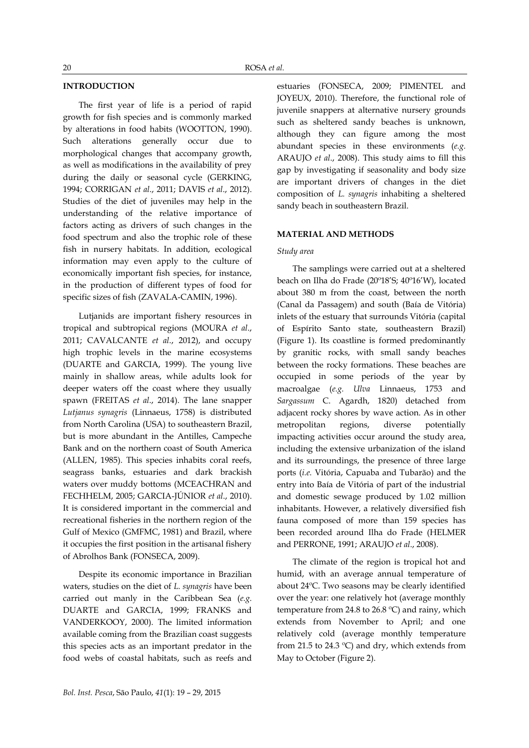## INTRODUCTION

The first year of life is a period of rapid growth for fish species and is commonly marked by alterations in food habits (WOOTTON, 1990). Such alterations generally occur due to morphological changes that accompany growth, as well as modifications in the availability of prey during the daily or seasonal cycle (GERKING, 1994; CORRIGAN *et al*., 2011; DAVIS *et al*., 2012). Studies of the diet of juveniles may help in the understanding of the relative importance of factors acting as drivers of such changes in the food spectrum and also the trophic role of these fish in nursery habitats. In addition, ecological information may even apply to the culture of economically important fish species, for instance, in the production of different types of food for specific sizes of fish (ZAVALA-CAMIN, 1996).

Lutjanids are important fishery resources in tropical and subtropical regions (MOURA *et al*., 2011; CAVALCANTE *et al*., 2012), and occupy high trophic levels in the marine ecosystems (DUARTE and GARCIA, 1999). The young live mainly in shallow areas, while adults look for deeper waters off the coast where they usually spawn (FREITAS *et al*., 2014). The lane snapper *Lutjanus synagris* (Linnaeus, 1758) is distributed from North Carolina (USA) to southeastern Brazil, but is more abundant in the Antilles, Campeche Bank and on the northern coast of South America (ALLEN, 1985). This species inhabits coral reefs, seagrass banks, estuaries and dark brackish waters over muddy bottoms (MCEACHRAN and FECHHELM, 2005; GARCIA-JÚNIOR *et al*., 2010). It is considered important in the commercial and recreational fisheries in the northern region of the Gulf of Mexico (GMFMC, 1981) and Brazil, where it occupies the first position in the artisanal fishery of Abrolhos Bank (FONSECA, 2009).

Despite its economic importance in Brazilian waters, studies on the diet of *L. synagris* have been carried out manly in the Caribbean Sea (*e.g.* DUARTE and GARCIA, 1999; FRANKS and VANDERKOOY, 2000). The limited information available coming from the Brazilian coast suggests this species acts as an important predator in the food webs of coastal habitats, such as reefs and estuaries (FONSECA, 2009; PIMENTEL and JOYEUX, 2010). Therefore, the functional role of juvenile snappers at alternative nursery grounds such as sheltered sandy beaches is unknown, although they can figure among the most abundant species in these environments (*e.g.* ARAUJO *et al*., 2008). This study aims to fill this gap by investigating if seasonality and body size are important drivers of changes in the diet composition of *L. synagris* inhabiting a sheltered sandy beach in southeastern Brazil.

## MATERIAL AND METHODS

### *Study area*

The samplings were carried out at a sheltered beach on Ilha do Frade (20º18'S; 40º16'W), located about 380 m from the coast, between the north (Canal da Passagem) and south (Baía de Vitória) inlets of the estuary that surrounds Vitória (capital of Espírito Santo state, southeastern Brazil) (Figure 1). Its coastline is formed predominantly by granitic rocks, with small sandy beaches between the rocky formations. These beaches are occupied in some periods of the year by macroalgae (*e.g. Ulva* Linnaeus, 1753 and *Sargassum* C. Agardh, 1820) detached from adjacent rocky shores by wave action. As in other metropolitan regions, diverse potentially impacting activities occur around the study area, including the extensive urbanization of the island and its surroundings, the presence of three large ports (*i.e.* Vitória, Capuaba and Tubarão) and the entry into Baía de Vitória of part of the industrial and domestic sewage produced by 1.02 million inhabitants. However, a relatively diversified fish fauna composed of more than 159 species has been recorded around Ilha do Frade (HELMER and PERRONE, 1991; ARAUJO *et al*., 2008).

The climate of the region is tropical hot and humid, with an average annual temperature of about 24ºC. Two seasons may be clearly identified over the year: one relatively hot (average monthly temperature from 24.8 to 26.8 ºC) and rainy, which extends from November to April; and one relatively cold (average monthly temperature from 21.5 to 24.3 ºC) and dry, which extends from May to October (Figure 2).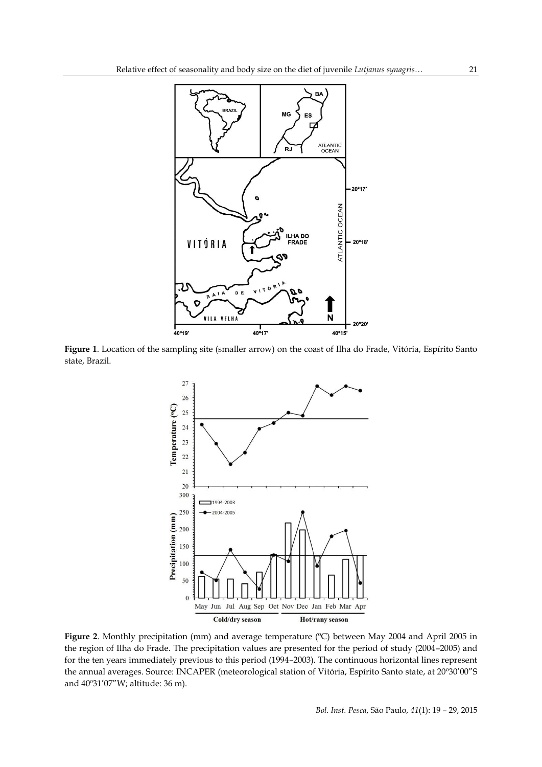**Figure 1**. Location of the sampling site (smaller arrow) on the coast of Ilha do Frade, Vitória, Espírito Santo state, Brazil.

**Figure 2**. Monthly precipitation (mm) and average temperature (ºC) between May 2004 and April 2005 in the region of Ilha do Frade. The precipitation values are presented for the period of study (2004–2005) and for the ten years immediately previous to this period (1994–2003). The continuous horizontal lines represent the annual averages. Source: INCAPER (meteorological station of Vitória, Espírito Santo state, at 20º30′00″S and 40º31′07″W; altitude: 36 m).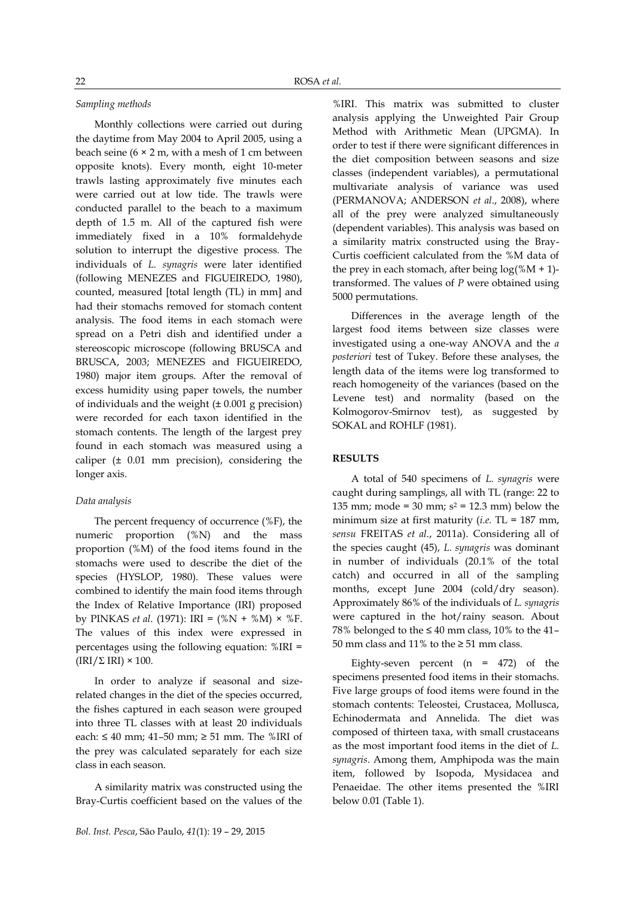*Sampling methods*

Monthly collections were carried out during the daytime from May 2004 to April 2005, using a beach seine ($6 \times 2$ m, with a mesh of 1 cm between opposite knots). Every month, eight 10-meter trawls lasting approximately five minutes each were carried out at low tide. The trawls were conducted parallel to the beach to a maximum depth of 1.5 m. All of the captured fish were immediately fixed in a 10% formaldehyde solution to interrupt the digestive process. The individuals of *L. synagris* were later identified (following MENEZES and FIGUEIREDO, 1980), counted, measured [total length (TL) in mm] and had their stomachs removed for stomach content analysis. The food items in each stomach were spread on a Petri dish and identified under a stereoscopic microscope (following BRUSCA and BRUSCA, 2003; MENEZES and FIGUEIREDO, 1980) major item groups. After the removal of excess humidity using paper towels, the number of individuals and the weight ($\pm$ 0.001 g precision) were recorded for each taxon identified in the stomach contents. The length of the largest prey found in each stomach was measured using a caliper ($\pm$ 0.01 mm precision), considering the longer axis.

*Data analysis*

The percent frequency of occurrence (%F), the numeric proportion (%N) and the mass proportion (%M) of the food items found in the stomachs were used to describe the diet of the species (HYSLOP, 1980). These values were combined to identify the main food items through the Index of Relative Importance (IRI) proposed by PINKAS *et al*. (1971): $IRI = (\%N + \%M) \times \%F$. The values of this index were expressed in percentages using the following equation: $\%IRI = (IRI/\Sigma\ IRI) \times 100$.

In order to analyze if seasonal and size-related changes in the diet of the species occurred, the fishes captured in each season were grouped into three TL classes with at least 20 individuals each: ≤ 40 mm; 41–50 mm; ≥ 51 mm. The %IRI of the prey was calculated separately for each size class in each season.

A similarity matrix was constructed using the Bray-Curtis coefficient based on the values of the %IRI. This matrix was submitted to cluster analysis applying the Unweighted Pair Group Method with Arithmetic Mean (UPGMA). In order to test if there were significant differences in the diet composition between seasons and size classes (independent variables), a permutational multivariate analysis of variance was used (PERMANOVA; ANDERSON *et al*., 2008), where all of the prey were analyzed simultaneously (dependent variables). This analysis was based on a similarity matrix constructed using the Bray-Curtis coefficient calculated from the %M data of the prey in each stomach, after being $\log(\%M + 1)$-transformed. The values of *P* were obtained using 5000 permutations.

Differences in the average length of the largest food items between size classes were investigated using a one-way ANOVA and the *a posteriori* test of Tukey. Before these analyses, the length data of the items were log transformed to reach homogeneity of the variances (based on the Levene test) and normality (based on the Kolmogorov-Smirnov test), as suggested by SOKAL and ROHLF (1981).

## RESULTS

A total of 540 specimens of *L. synagris* were caught during samplings, all with TL (range: 22 to 135 mm; mode = 30 mm; $s^2$ = 12.3 mm) below the minimum size at first maturity (*i.e.* TL = 187 mm, *sensu* FREITAS *et al*., 2011a). Considering all of the species caught (45), *L. synagris* was dominant in number of individuals (20.1% of the total catch) and occurred in all of the sampling months, except June 2004 (cold/dry season). Approximately 86% of the individuals of *L. synagris* were captured in the hot/rainy season. About 78% belonged to the ≤ 40 mm class, 10% to the 41–50 mm class and 11% to the ≥ 51 mm class.

Eighty-seven percent (n = 472) of the specimens presented food items in their stomachs. Five large groups of food items were found in the stomach contents: Teleostei, Crustacea, Mollusca, Echinodermata and Annelida. The diet was composed of thirteen taxa, with small crustaceans as the most important food items in the diet of *L. synagris*. Among them, Amphipoda was the main item, followed by Isopoda, Mysidacea and Penaeidae. The other items presented the %IRI below 0.01 (Table 1).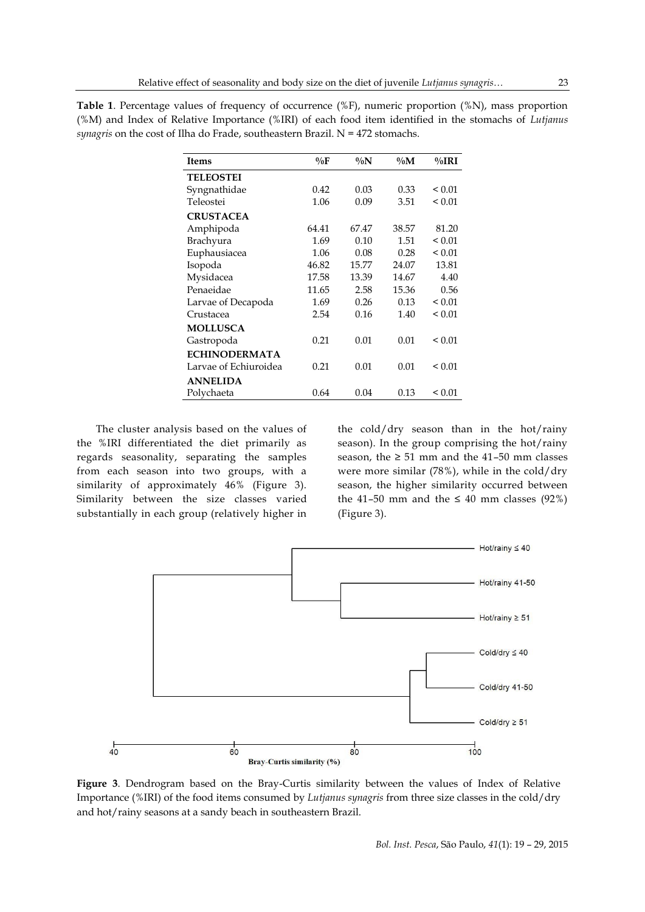**Table 1**. Percentage values of frequency of occurrence (%F), numeric proportion (%N), mass proportion (%M) and Index of Relative Importance (%IRI) of each food item identified in the stomachs of *Lutjanus synagris* on the cost of Ilha do Frade, southeastern Brazil. N = 472 stomachs.

| Items | %F | %N | %M | %IRI |
|---|---|---|---|---|
| **TELEOSTEI** | | | | |
| Syngnathidae | 0.42 | 0.03 | 0.33 | < 0.01 |
| Teleostei | 1.06 | 0.09 | 3.51 | < 0.01 |
| **CRUSTACEA** | | | | |
| Amphipoda | 64.41 | 67.47 | 38.57 | 81.20 |
| Brachyura | 1.69 | 0.10 | 1.51 | < 0.01 |
| Euphausiacea | 1.06 | 0.08 | 0.28 | < 0.01 |
| Isopoda | 46.82 | 15.77 | 24.07 | 13.81 |
| Mysidacea | 17.58 | 13.39 | 14.67 | 4.40 |
| Penaeidae | 11.65 | 2.58 | 15.36 | 0.56 |
| Larvae of Decapoda | 1.69 | 0.26 | 0.13 | < 0.01 |
| Crustacea | 2.54 | 0.16 | 1.40 | < 0.01 |
| **MOLLUSCA** | | | | |
| Gastropoda | 0.21 | 0.01 | 0.01 | < 0.01 |
| **ECHINODERMATA** | | | | |
| Larvae of Echiuroidea | 0.21 | 0.01 | 0.01 | < 0.01 |
| **ANNELIDA** | | | | |
| Polychaeta | 0.64 | 0.04 | 0.13 | < 0.01 |

The cluster analysis based on the values of the %IRI differentiated the diet primarily as regards seasonality, separating the samples from each season into two groups, with a similarity of approximately 46% (Figure 3). Similarity between the size classes varied substantially in each group (relatively higher in the cold/dry season than in the hot/rainy season). In the group comprising the hot/rainy season, the ≥ 51 mm and the 41–50 mm classes were more similar (78%), while in the cold/dry season, the higher similarity occurred between the 41–50 mm and the ≤ 40 mm classes (92%) (Figure 3).

**Figure 3**. Dendrogram based on the Bray-Curtis similarity between the values of Index of Relative Importance (%IRI) of the food items consumed by *Lutjanus synagris* from three size classes in the cold/dry and hot/rainy seasons at a sandy beach in southeastern Brazil.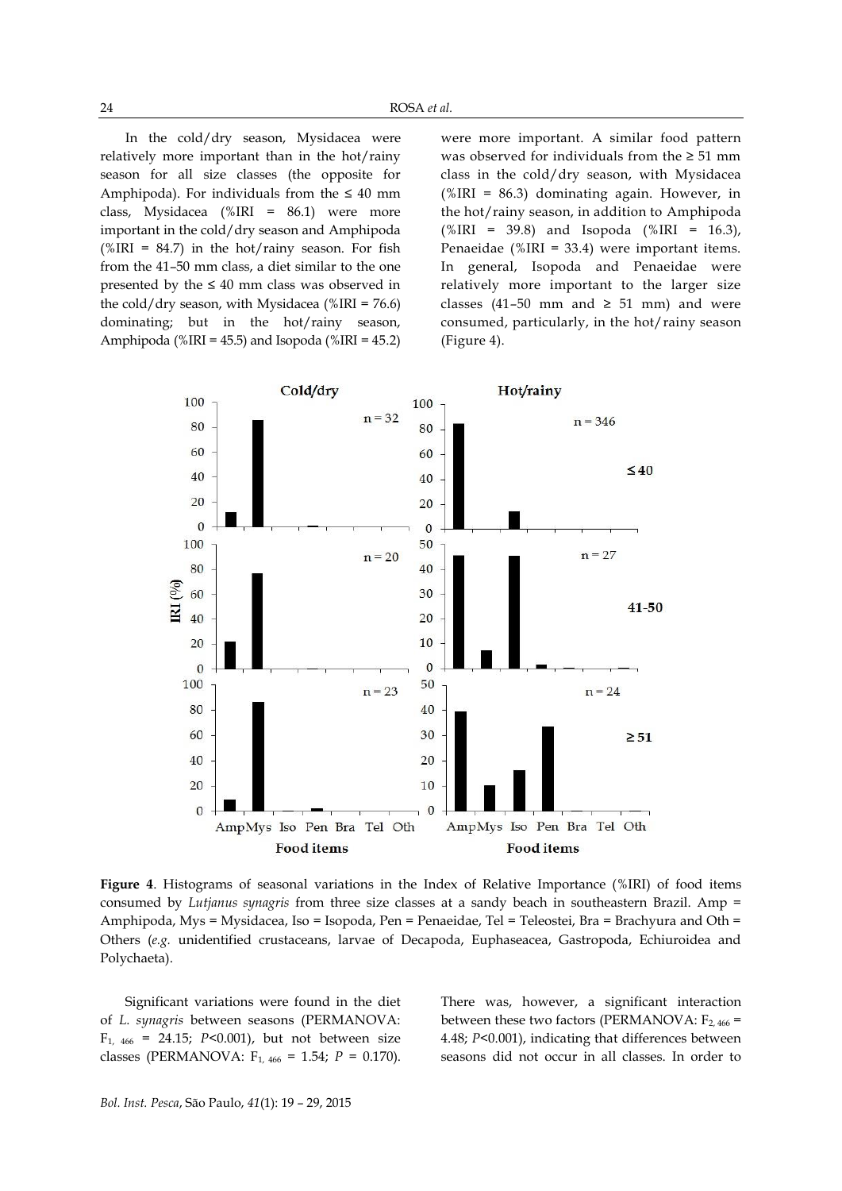In the cold/dry season, Mysidacea were relatively more important than in the hot/rainy season for all size classes (the opposite for Amphipoda). For individuals from the ≤ 40 mm class, Mysidacea (%IRI = 86.1) were more important in the cold/dry season and Amphipoda (%IRI = 84.7) in the hot/rainy season. For fish from the 41–50 mm class, a diet similar to the one presented by the ≤ 40 mm class was observed in the cold/dry season, with Mysidacea (%IRI = 76.6) dominating; but in the hot/rainy season, Amphipoda (%IRI = 45.5) and Isopoda (%IRI = 45.2) were more important. A similar food pattern was observed for individuals from the ≥ 51 mm class in the cold/dry season, with Mysidacea (%IRI = 86.3) dominating again. However, in the hot/rainy season, in addition to Amphipoda (%IRI = 39.8) and Isopoda (%IRI = 16.3), Penaeidae (%IRI = 33.4) were important items. In general, Isopoda and Penaeidae were relatively more important to the larger size classes (41–50 mm and ≥ 51 mm) and were consumed, particularly, in the hot/rainy season (Figure 4).

**Figure 4**. Histograms of seasonal variations in the Index of Relative Importance (%IRI) of food items consumed by *Lutjanus synagris* from three size classes at a sandy beach in southeastern Brazil. Amp = Amphipoda, Mys = Mysidacea, Iso = Isopoda, Pen = Penaeidae, Tel = Teleostei, Bra = Brachyura and Oth = Others (*e.g.* unidentified crustaceans, larvae of Decapoda, Euphaseacea, Gastropoda, Echiuroidea and Polychaeta).

Significant variations were found in the diet of *L. synagris* between seasons (PERMANOVA: $F_{1, 466}$ = 24.15; $P$<0.001), but not between size classes (PERMANOVA: $F_{1, 466}$ = 1.54; $P$ = 0.170). There was, however, a significant interaction between these two factors (PERMANOVA: $F_{2, 466}$ = 4.48; $P$<0.001), indicating that differences between seasons did not occur in all classes. In order to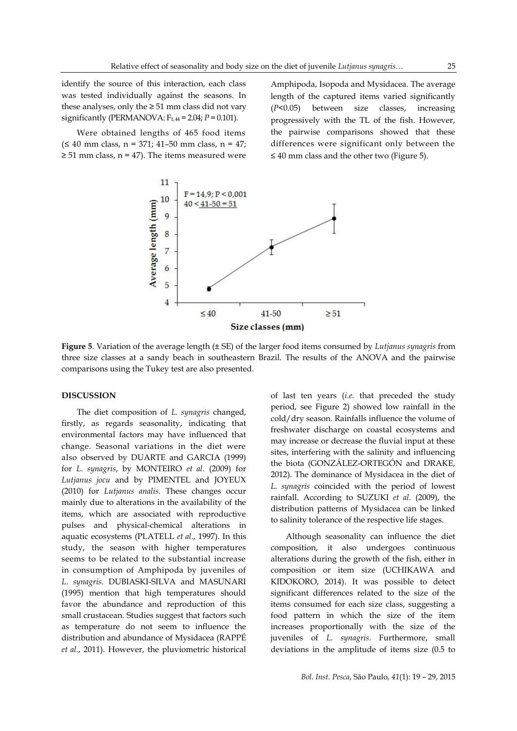identify the source of this interaction, each class was tested individually against the seasons. In these analyses, only the ≥ 51 mm class did not vary significantly (PERMANOVA: $F_{1,44} = 2.04$; $P = 0.101$).

Were obtained lengths of 465 food items (≤ 40 mm class, n = 371; 41–50 mm class, n = 47; ≥ 51 mm class, n = 47). The items measured were Amphipoda, Isopoda and Mysidacea. The average length of the captured items varied significantly ($P<0.05$) between size classes, increasing progressively with the TL of the fish. However, the pairwise comparisons showed that these differences were significant only between the ≤ 40 mm class and the other two (Figure 5).

**Figure 5**. Variation of the average length (± SE) of the larger food items consumed by *Lutjanus synagris* from three size classes at a sandy beach in southeastern Brazil. The results of the ANOVA and the pairwise comparisons using the Tukey test are also presented.

## DISCUSSION

The diet composition of *L. synagris* changed, firstly, as regards seasonality, indicating that environmental factors may have influenced that change. Seasonal variations in the diet were also observed by DUARTE and GARCIA (1999) for *L. synagris*, by MONTEIRO *et al*. (2009) for *Lutjanus jocu* and by PIMENTEL and JOYEUX (2010) for *Lutjanus analis*. These changes occur mainly due to alterations in the availability of the items, which are associated with reproductive pulses and physical-chemical alterations in aquatic ecosystems (PLATELL *et al*., 1997). In this study, the season with higher temperatures seems to be related to the substantial increase in consumption of Amphipoda by juveniles of *L. synagris*. DUBIASKI-SILVA and MASUNARI (1995) mention that high temperatures should favor the abundance and reproduction of this small crustacean. Studies suggest that factors such as temperature do not seem to influence the distribution and abundance of Mysidacea (RAPPÉ *et al*., 2011). However, the pluviometric historical of last ten years (*i.e.* that preceded the study period, see Figure 2) showed low rainfall in the cold/dry season. Rainfalls influence the volume of freshwater discharge on coastal ecosystems and may increase or decrease the fluvial input at these sites, interfering with the salinity and influencing the biota (GONZÁLEZ-ORTEGÓN and DRAKE, 2012). The dominance of Mysidacea in the diet of *L. synagris* coincided with the period of lowest rainfall. According to SUZUKI *et al*. (2009), the distribution patterns of Mysidacea can be linked to salinity tolerance of the respective life stages.

Although seasonality can influence the diet composition, it also undergoes continuous alterations during the growth of the fish, either in composition or item size (UCHIKAWA and KIDOKORO, 2014). It was possible to detect significant differences related to the size of the items consumed for each size class, suggesting a food pattern in which the size of the item increases proportionally with the size of the juveniles of *L. synagris*. Furthermore, small deviations in the amplitude of items size (0.5 to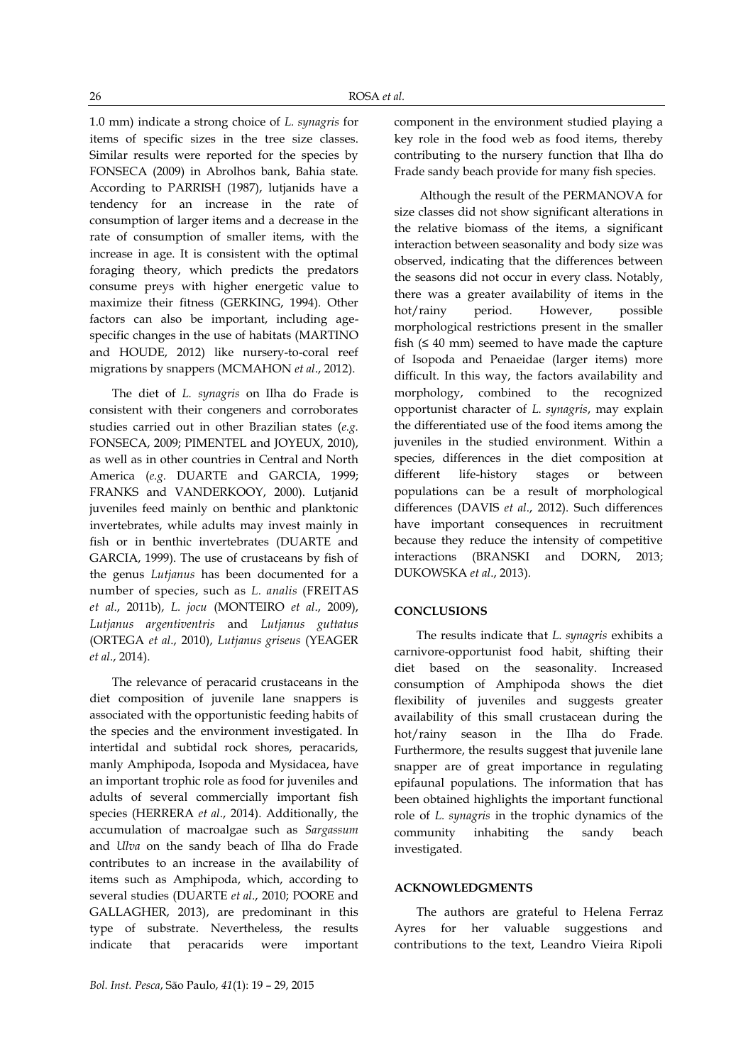1.0 mm) indicate a strong choice of *L. synagris* for items of specific sizes in the tree size classes. Similar results were reported for the species by FONSECA (2009) in Abrolhos bank, Bahia state. According to PARRISH (1987), lutjanids have a tendency for an increase in the rate of consumption of larger items and a decrease in the rate of consumption of smaller items, with the increase in age. It is consistent with the optimal foraging theory, which predicts the predators consume preys with higher energetic value to maximize their fitness (GERKING, 1994). Other factors can also be important, including age-specific changes in the use of habitats (MARTINO and HOUDE, 2012) like nursery-to-coral reef migrations by snappers (MCMAHON *et al*., 2012).

The diet of *L. synagris* on Ilha do Frade is consistent with their congeners and corroborates studies carried out in other Brazilian states (*e.g.* FONSECA, 2009; PIMENTEL and JOYEUX, 2010), as well as in other countries in Central and North America (*e.g.* DUARTE and GARCIA, 1999; FRANKS and VANDERKOOY, 2000). Lutjanid juveniles feed mainly on benthic and planktonic invertebrates, while adults may invest mainly in fish or in benthic invertebrates (DUARTE and GARCIA, 1999). The use of crustaceans by fish of the genus *Lutjanus* has been documented for a number of species, such as *L. analis* (FREITAS *et al*., 2011b), *L. jocu* (MONTEIRO *et al*., 2009), *Lutjanus argentiventris* and *Lutjanus guttatus* (ORTEGA *et al*., 2010), *Lutjanus griseus* (YEAGER *et al*., 2014).

The relevance of peracarid crustaceans in the diet composition of juvenile lane snappers is associated with the opportunistic feeding habits of the species and the environment investigated. In intertidal and subtidal rock shores, peracarids, manly Amphipoda, Isopoda and Mysidacea, have an important trophic role as food for juveniles and adults of several commercially important fish species (HERRERA *et al*., 2014). Additionally, the accumulation of macroalgae such as *Sargassum* and *Ulva* on the sandy beach of Ilha do Frade contributes to an increase in the availability of items such as Amphipoda, which, according to several studies (DUARTE *et al*., 2010; POORE and GALLAGHER, 2013), are predominant in this type of substrate. Nevertheless, the results indicate that peracarids were important component in the environment studied playing a key role in the food web as food items, thereby contributing to the nursery function that Ilha do Frade sandy beach provide for many fish species.

Although the result of the PERMANOVA for size classes did not show significant alterations in the relative biomass of the items, a significant interaction between seasonality and body size was observed, indicating that the differences between the seasons did not occur in every class. Notably, there was a greater availability of items in the hot/rainy period. However, possible morphological restrictions present in the smaller fish (≤ 40 mm) seemed to have made the capture of Isopoda and Penaeidae (larger items) more difficult. In this way, the factors availability and morphology, combined to the recognized opportunist character of *L. synagris*, may explain the differentiated use of the food items among the juveniles in the studied environment. Within a species, differences in the diet composition at different life-history stages or between populations can be a result of morphological differences (DAVIS *et al*., 2012). Such differences have important consequences in recruitment because they reduce the intensity of competitive interactions (BRANSKI and DORN, 2013; DUKOWSKA *et al*., 2013).

## CONCLUSIONS

The results indicate that *L. synagris* exhibits a carnivore-opportunist food habit, shifting their diet based on the seasonality. Increased consumption of Amphipoda shows the diet flexibility of juveniles and suggests greater availability of this small crustacean during the hot/rainy season in the Ilha do Frade. Furthermore, the results suggest that juvenile lane snapper are of great importance in regulating epifaunal populations. The information that has been obtained highlights the important functional role of *L. synagris* in the trophic dynamics of the community inhabiting the sandy beach investigated.

## ACKNOWLEDGMENTS

The authors are grateful to Helena Ferraz Ayres for her valuable suggestions and contributions to the text, Leandro Vieira Ripoli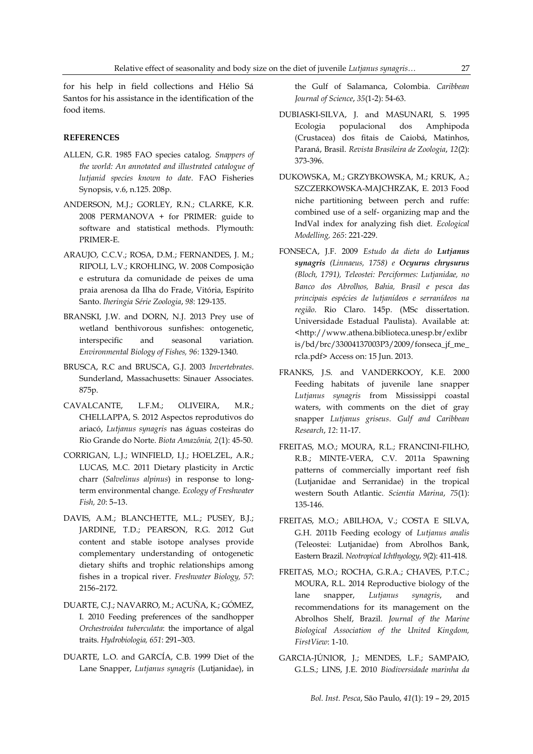for his help in field collections and Hélio Sá Santos for his assistance in the identification of the food items.

**REFERENCES**

ALLEN, G.R. 1985 FAO species catalog. *Snappers of the world: An annotated and illustrated catalogue of lutjanid species known to date*. FAO Fisheries Synopsis, v.6, n.125. 208p.

ANDERSON, M.J.; GORLEY, R.N.; CLARKE, K.R. 2008 PERMANOVA + for PRIMER: guide to software and statistical methods. Plymouth: PRIMER-E.

ARAUJO, C.C.V.; ROSA, D.M.; FERNANDES, J. M.; RIPOLI, L.V.; KROHLING, W. 2008 Composição e estrutura da comunidade de peixes de uma praia arenosa da Ilha do Frade, Vitória, Espírito Santo. *Iheringia Série Zoologia*, *98*: 129-135.

BRANSKI, J.W. and DORN, N.J. 2013 Prey use of wetland benthivorous sunfishes: ontogenetic, interspecific and seasonal variation. *Environmental Biology of Fishes, 96*: 1329-1340.

BRUSCA, R.C and BRUSCA, G.J. 2003 *Invertebrates*. Sunderland, Massachusetts: Sinauer Associates. 875p.

CAVALCANTE, L.F.M.; OLIVEIRA, M.R.; CHELLAPPA, S. 2012 Aspectos reprodutivos do ariacó, *Lutjanus synagris* nas águas costeiras do Rio Grande do Norte. *Biota Amazônia, 2*(1): 45-50.

CORRIGAN, L.J.; WINFIELD, I.J.; HOELZEL, A.R.; LUCAS, M.C. 2011 Dietary plasticity in Arctic charr (*Salvelinus alpinus*) in response to long-term environmental change. *Ecology of Freshwater Fish, 20*: 5–13.

DAVIS, A.M.; BLANCHETTE, M.L.; PUSEY, B.J.; JARDINE, T.D.; PEARSON, R.G. 2012 Gut content and stable isotope analyses provide complementary understanding of ontogenetic dietary shifts and trophic relationships among fishes in a tropical river. *Freshwater Biology, 57*: 2156–2172.

DUARTE, C.J.; NAVARRO, M.; ACUÑA, K.; GÓMEZ, I. 2010 Feeding preferences of the sandhopper *Orchestroidea tuberculata*: the importance of algal traits. *Hydrobiologia, 651*: 291–303.

DUARTE, L.O. and GARCÍA, C.B. 1999 Diet of the Lane Snapper, *Lutjanus synagris* (Lutjanidae), in the Gulf of Salamanca, Colombia. *Caribbean Journal of Science*, *35*(1-2): 54-63.

DUBIASKI-SILVA, J. and MASUNARI, S. 1995 Ecologia populacional dos Amphipoda (Crustacea) dos fitais de Caiobá, Matinhos, Paraná, Brasil. *Revista Brasileira de Zoologia*, *12*(2): 373-396.

DUKOWSKA, M.; GRZYBKOWSKA, M.; KRUK, A.; SZCZERKOWSKA-MAJCHRZAK, E. 2013 Food niche partitioning between perch and ruffe: combined use of a self- organizing map and the IndVal index for analyzing fish diet. *Ecological Modelling, 265*: 221-229.

FONSECA, J.F. 2009 *Estudo da dieta do **Lutjanus synagris** (Linnaeus, 1758) e **Ocyurus chrysurus** (Bloch, 1791), Teleostei: Perciformes: Lutjanidae, no Banco dos Abrolhos, Bahia, Brasil e pesca das principais espécies de lutjanídeos e serranídeos na região*. Rio Claro. 145p. (MSc dissertation. Universidade Estadual Paulista). Available at: <http://www.athena.biblioteca.unesp.br/exlibris/bd/brc/33004137003P3/2009/fonseca_jf_me_rcla.pdf> Access on: 15 Jun. 2013.

FRANKS, J.S. and VANDERKOOY, K.E. 2000 Feeding habitats of juvenile lane snapper *Lutjanus synagris* from Mississippi coastal waters, with comments on the diet of gray snapper *Lutjanus griseus*. *Gulf and Caribbean Research*, *12*: 11-17.

FREITAS, M.O.; MOURA, R.L.; FRANCINI-FILHO, R.B.; MINTE-VERA, C.V. 2011a Spawning patterns of commercially important reef fish (Lutjanidae and Serranidae) in the tropical western South Atlantic. *Scientia Marina*, *75*(1): 135-146.

FREITAS, M.O.; ABILHOA, V.; COSTA E SILVA, G.H. 2011b Feeding ecology of *Lutjanus analis* (Teleostei: Lutjanidae) from Abrolhos Bank, Eastern Brazil. *Neotropical Ichthyology*, *9*(2): 411-418.

FREITAS, M.O.; ROCHA, G.R.A.; CHAVES, P.T.C.; MOURA, R.L. 2014 Reproductive biology of the lane snapper, *Lutjanus synagris*, and recommendations for its management on the Abrolhos Shelf, Brazil. *Journal of the Marine Biological Association of the United Kingdom, FirstView*: 1-10.

GARCIA-JÚNIOR, J.; MENDES, L.F.; SAMPAIO, G.L.S.; LINS, J.E. 2010 *Biodiversidade marinha da*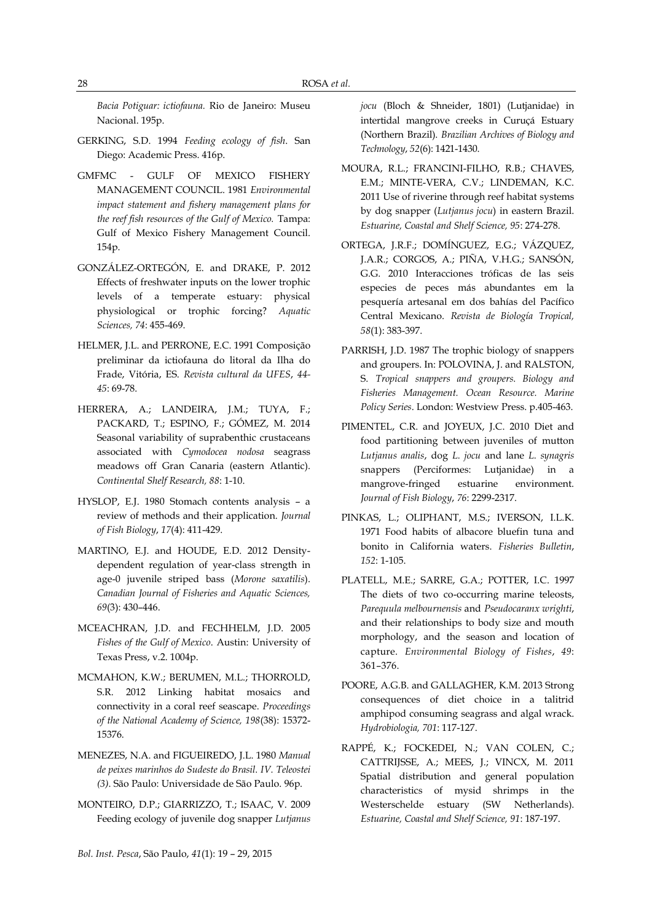*Bacia Potiguar: ictiofauna.* Rio de Janeiro: Museu Nacional. 195p.

GERKING, S.D. 1994 *Feeding ecology of fish*. San Diego: Academic Press. 416p.

GMFMC - GULF OF MEXICO FISHERY MANAGEMENT COUNCIL. 1981 *Environmental impact statement and fishery management plans for the reef fish resources of the Gulf of Mexico.* Tampa: Gulf of Mexico Fishery Management Council. 154p.

GONZÁLEZ-ORTEGÓN, E. and DRAKE, P. 2012 Effects of freshwater inputs on the lower trophic levels of a temperate estuary: physical physiological or trophic forcing? *Aquatic Sciences, 74*: 455-469.

HELMER, J.L. and PERRONE, E.C. 1991 Composição preliminar da ictiofauna do litoral da Ilha do Frade, Vitória, ES. *Revista cultural da UFES*, *44-45*: 69-78.

HERRERA, A.; LANDEIRA, J.M.; TUYA, F.; PACKARD, T.; ESPINO, F.; GÓMEZ, M. 2014 Seasonal variability of suprabenthic crustaceans associated with *Cymodocea nodosa* seagrass meadows off Gran Canaria (eastern Atlantic). *Continental Shelf Research, 88*: 1-10.

HYSLOP, E.J. 1980 Stomach contents analysis – a review of methods and their application. *Journal of Fish Biology*, *17*(4): 411-429.

MARTINO, E.J. and HOUDE, E.D. 2012 Density-dependent regulation of year-class strength in age-0 juvenile striped bass (*Morone saxatilis*). *Canadian Journal of Fisheries and Aquatic Sciences, 69*(3): 430–446.

MCEACHRAN, J.D. and FECHHELM, J.D. 2005 *Fishes of the Gulf of Mexico*. Austin: University of Texas Press, v.2. 1004p.

MCMAHON, K.W.; BERUMEN, M.L.; THORROLD, S.R. 2012 Linking habitat mosaics and connectivity in a coral reef seascape. *Proceedings of the National Academy of Science, 198*(38): 15372-15376.

MENEZES, N.A. and FIGUEIREDO, J.L. 1980 *Manual de peixes marinhos do Sudeste do Brasil. IV. Teleostei (3)*. São Paulo: Universidade de São Paulo. 96p.

MONTEIRO, D.P.; GIARRIZZO, T.; ISAAC, V. 2009 Feeding ecology of juvenile dog snapper *Lutjanus jocu* (Bloch & Shneider, 1801) (Lutjanidae) in intertidal mangrove creeks in Curuçá Estuary (Northern Brazil). *Brazilian Archives of Biology and Technology*, *52*(6): 1421-1430.

MOURA, R.L.; FRANCINI-FILHO, R.B.; CHAVES, E.M.; MINTE-VERA, C.V.; LINDEMAN, K.C. 2011 Use of riverine through reef habitat systems by dog snapper (*Lutjanus jocu*) in eastern Brazil. *Estuarine, Coastal and Shelf Science, 95*: 274-278.

ORTEGA, J.R.F.; DOMÍNGUEZ, E.G.; VÁZQUEZ, J.A.R.; CORGOS, A.; PIÑA, V.H.G.; SANSÓN, G.G. 2010 Interacciones tróficas de las seis especies de peces más abundantes em la pesquería artesanal em dos bahías del Pacífico Central Mexicano. *Revista de Biología Tropical, 58*(1): 383-397.

PARRISH, J.D. 1987 The trophic biology of snappers and groupers. In: POLOVINA, J. and RALSTON, S. *Tropical snappers and groupers. Biology and Fisheries Management. Ocean Resource. Marine Policy Series*. London: Westview Press. p.405-463.

PIMENTEL, C.R. and JOYEUX, J.C. 2010 Diet and food partitioning between juveniles of mutton *Lutjanus analis*, dog *L. jocu* and lane *L. synagris* snappers (Perciformes: Lutjanidae) in a mangrove-fringed estuarine environment. *Journal of Fish Biology*, *76*: 2299-2317.

PINKAS, L.; OLIPHANT, M.S.; IVERSON, I.L.K. 1971 Food habits of albacore bluefin tuna and bonito in California waters. *Fisheries Bulletin*, *152*: 1-105.

PLATELL, M.E.; SARRE, G.A.; POTTER, I.C. 1997 The diets of two co-occurring marine teleosts, *Parequula melbournensis* and *Pseudocaranx wrighti*, and their relationships to body size and mouth morphology, and the season and location of capture. *Environmental Biology of Fishes*, *49*: 361–376.

POORE, A.G.B. and GALLAGHER, K.M. 2013 Strong consequences of diet choice in a talitrid amphipod consuming seagrass and algal wrack. *Hydrobiologia, 701*: 117-127.

RAPPÉ, K.; FOCKEDEI, N.; VAN COLEN, C.; CATTRIJSSE, A.; MEES, J.; VINCX, M. 2011 Spatial distribution and general population characteristics of mysid shrimps in the Westerschelde estuary (SW Netherlands). *Estuarine, Coastal and Shelf Science, 91*: 187-197.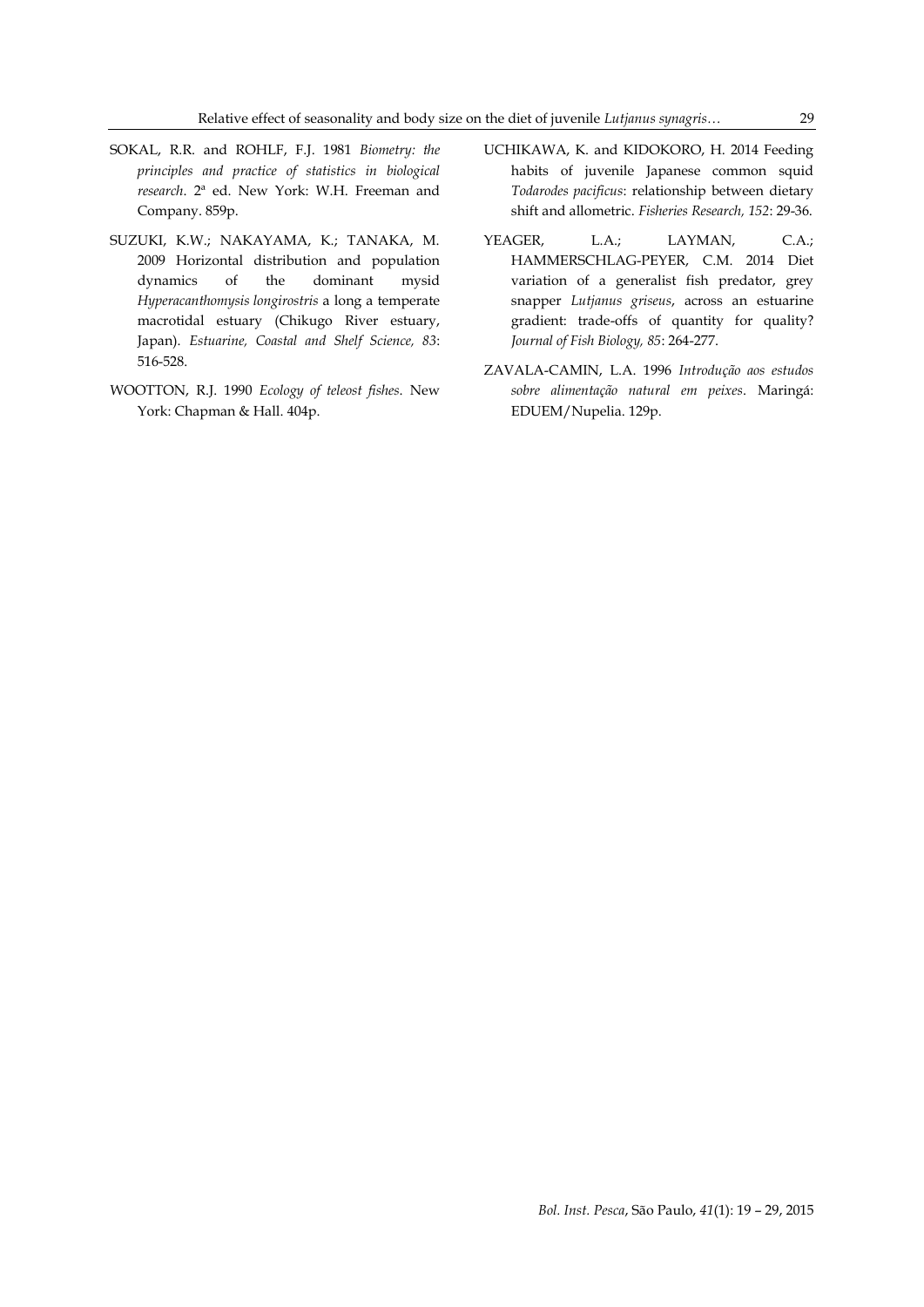SOKAL, R.R. and ROHLF, F.J. 1981 *Biometry: the principles and practice of statistics in biological research*. 2ª ed. New York: W.H. Freeman and Company. 859p.

SUZUKI, K.W.; NAKAYAMA, K.; TANAKA, M. 2009 Horizontal distribution and population dynamics of the dominant mysid *Hyperacanthomysis longirostris* a long a temperate macrotidal estuary (Chikugo River estuary, Japan). *Estuarine, Coastal and Shelf Science, 83*: 516-528.

WOOTTON, R.J. 1990 *Ecology of teleost fishes*. New York: Chapman & Hall. 404p.

UCHIKAWA, K. and KIDOKORO, H. 2014 Feeding habits of juvenile Japanese common squid *Todarodes pacificus*: relationship between dietary shift and allometric. *Fisheries Research, 152*: 29-36.

YEAGER, L.A.; LAYMAN, C.A.; HAMMERSCHLAG-PEYER, C.M. 2014 Diet variation of a generalist fish predator, grey snapper *Lutjanus griseus*, across an estuarine gradient: trade-offs of quantity for quality? *Journal of Fish Biology, 85*: 264-277.

ZAVALA-CAMIN, L.A. 1996 *Introdução aos estudos sobre alimentação natural em peixes*. Maringá: EDUEM/Nupelia. 129p.